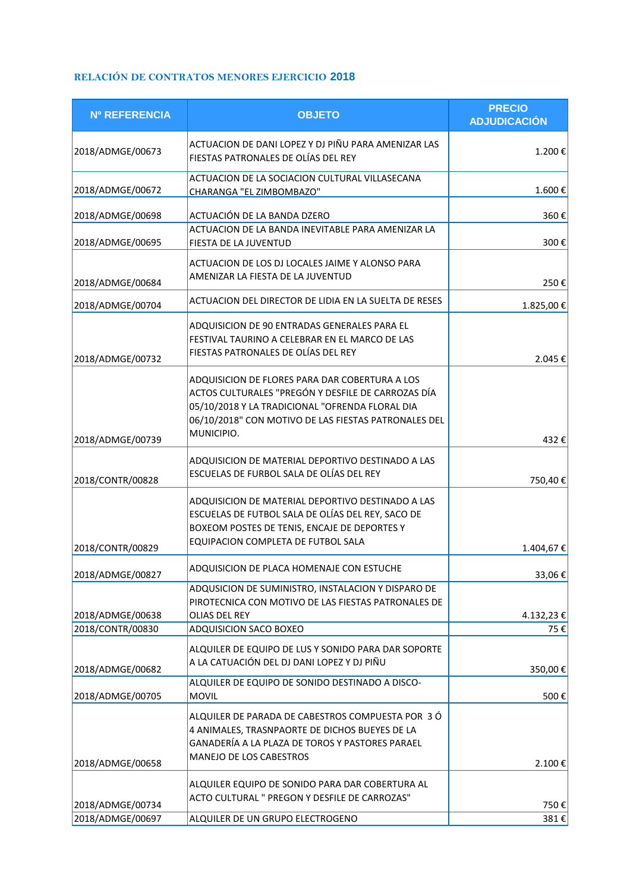## RELACIÓN DE CONTRATOS MENORES EJERCICIO 2018

| Nº REFERENCIA | OBJETO | PRECIO ADJUDICACIÓN |
|---|---|---|
| 2018/ADMGE/00673 | ACTUACION DE DANI LOPEZ Y DJ PIÑU PARA AMENIZAR LAS FIESTAS PATRONALES DE OLÍAS DEL REY | 1.200 € |
| 2018/ADMGE/00672 | ACTUACION DE LA SOCIACION CULTURAL VILLASECANA CHARANGA "EL ZIMBOMBAZO" | 1.600 € |
| 2018/ADMGE/00698 | ACTUACIÓN DE LA BANDA DZERO | 360 € |
| 2018/ADMGE/00695 | ACTUACION DE LA BANDA INEVITABLE PARA AMENIZAR LA FIESTA DE LA JUVENTUD | 300 € |
| 2018/ADMGE/00684 | ACTUACION DE LOS DJ LOCALES JAIME Y ALONSO PARA AMENIZAR LA FIESTA DE LA JUVENTUD | 250 € |
| 2018/ADMGE/00704 | ACTUACION DEL DIRECTOR DE LIDIA EN LA SUELTA DE RESES | 1.825,00 € |
| 2018/ADMGE/00732 | ADQUISICION DE 90 ENTRADAS GENERALES PARA EL FESTIVAL TAURINO A CELEBRAR EN EL MARCO DE LAS FIESTAS PATRONALES DE OLÍAS DEL REY | 2.045 € |
| 2018/ADMGE/00739 | ADQUISICION DE FLORES PARA DAR COBERTURA A LOS ACTOS CULTURALES "PREGÓN Y DESFILE DE CARROZAS DÍA 05/10/2018 Y LA TRADICIONAL "OFRENDA FLORAL DIA 06/10/2018" CON MOTIVO DE LAS FIESTAS PATRONALES DEL MUNICIPIO. | 432 € |
| 2018/CONTR/00828 | ADQUISICION DE MATERIAL DEPORTIVO DESTINADO A LAS ESCUELAS DE FURBOL SALA DE OLÍAS DEL REY | 750,40 € |
| 2018/CONTR/00829 | ADQUISICION DE MATERIAL DEPORTIVO DESTINADO A LAS ESCUELAS DE FUTBOL SALA DE OLÍAS DEL REY, SACO DE BOXEOM POSTES DE TENIS, ENCAJE DE DEPORTES Y EQUIPACION COMPLETA DE FUTBOL SALA | 1.404,67 € |
| 2018/ADMGE/00827 | ADQUISICION DE PLACA HOMENAJE CON ESTUCHE | 33,06 € |
| 2018/ADMGE/00638 | ADQUSICION DE SUMINISTRO, INSTALACION Y DISPARO DE PIROTECNICA CON MOTIVO DE LAS FIESTAS PATRONALES DE OLIAS DEL REY | 4.132,23 € |
| 2018/CONTR/00830 | ADQUISICION SACO BOXEO | 75 € |
| 2018/ADMGE/00682 | ALQUILER DE EQUIPO DE LUS Y SONIDO PARA DAR SOPORTE A LA CATUACIÓN DEL DJ DANI LOPEZ Y DJ PIÑU | 350,00 € |
| 2018/ADMGE/00705 | ALQUILER DE EQUIPO DE SONIDO DESTINADO A DISCO-MOVIL | 500 € |
| 2018/ADMGE/00658 | ALQUILER DE PARADA DE CABESTROS COMPUESTA POR 3 Ó 4 ANIMALES, TRASNPAORTE DE DICHOS BUEYES DE LA GANADERÍA A LA PLAZA DE TOROS Y PASTORES PARAEL MANEJO DE LOS CABESTROS | 2.100 € |
| 2018/ADMGE/00734 | ALQUILER EQUIPO DE SONIDO PARA DAR COBERTURA AL ACTO CULTURAL " PREGON Y DESFILE DE CARROZAS" | 750 € |
| 2018/ADMGE/00697 | ALQUILER DE UN GRUPO ELECTROGENO | 381 € |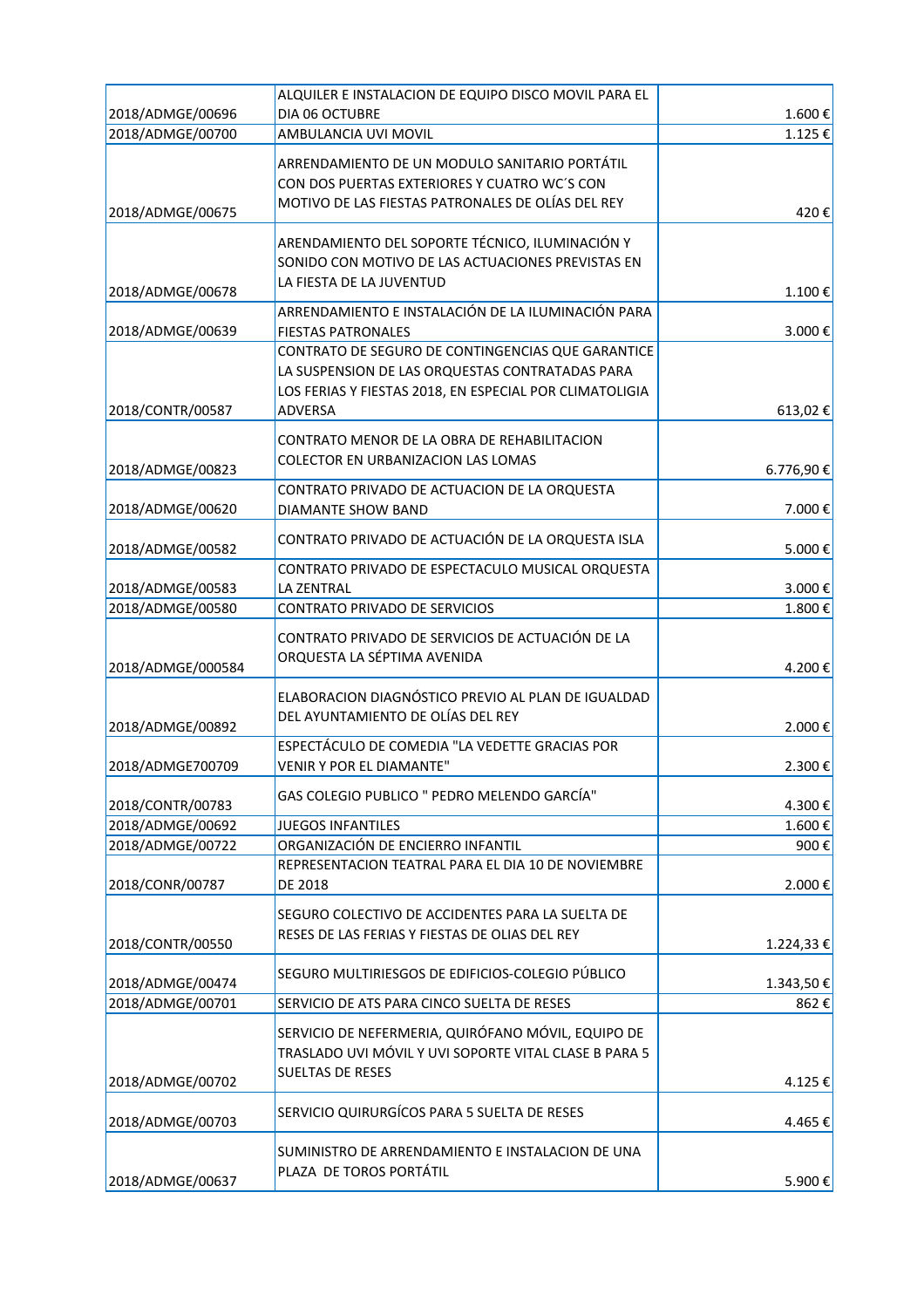| | | |
|---|---|---|
| 2018/ADMGE/00696 | ALQUILER E INSTALACION DE EQUIPO DISCO MOVIL PARA EL DIA 06 OCTUBRE | 1.600 € |
| 2018/ADMGE/00700 | AMBULANCIA UVI MOVIL | 1.125 € |
| 2018/ADMGE/00675 | ARRENDAMIENTO DE UN MODULO SANITARIO PORTÁTIL CON DOS PUERTAS EXTERIORES Y CUATRO WC´S CON MOTIVO DE LAS FIESTAS PATRONALES DE OLÍAS DEL REY | 420 € |
| 2018/ADMGE/00678 | ARENDAMIENTO DEL SOPORTE TÉCNICO, ILUMINACIÓN Y SONIDO CON MOTIVO DE LAS ACTUACIONES PREVISTAS EN LA FIESTA DE LA JUVENTUD | 1.100 € |
| 2018/ADMGE/00639 | ARRENDAMIENTO E INSTALACIÓN DE LA ILUMINACIÓN PARA FIESTAS PATRONALES | 3.000 € |
| 2018/CONTR/00587 | CONTRATO DE SEGURO DE CONTINGENCIAS QUE GARANTICE LA SUSPENSION DE LAS ORQUESTAS CONTRATADAS PARA LOS FERIAS Y FIESTAS 2018, EN ESPECIAL POR CLIMATOLIGIA ADVERSA | 613,02 € |
| 2018/ADMGE/00823 | CONTRATO MENOR DE LA OBRA DE REHABILITACION COLECTOR EN URBANIZACION LAS LOMAS | 6.776,90 € |
| 2018/ADMGE/00620 | CONTRATO PRIVADO DE ACTUACION DE LA ORQUESTA DIAMANTE SHOW BAND | 7.000 € |
| 2018/ADMGE/00582 | CONTRATO PRIVADO DE ACTUACIÓN DE LA ORQUESTA ISLA | 5.000 € |
| 2018/ADMGE/00583 | CONTRATO PRIVADO DE ESPECTACULO MUSICAL ORQUESTA LA ZENTRAL | 3.000 € |
| 2018/ADMGE/00580 | CONTRATO PRIVADO DE SERVICIOS | 1.800 € |
| 2018/ADMGE/000584 | CONTRATO PRIVADO DE SERVICIOS DE ACTUACIÓN DE LA ORQUESTA LA SÉPTIMA AVENIDA | 4.200 € |
| 2018/ADMGE/00892 | ELABORACION DIAGNÓSTICO PREVIO AL PLAN DE IGUALDAD DEL AYUNTAMIENTO DE OLÍAS DEL REY | 2.000 € |
| 2018/ADMGE700709 | ESPECTÁCULO DE COMEDIA "LA VEDETTE GRACIAS POR VENIR Y POR EL DIAMANTE" | 2.300 € |
| 2018/CONTR/00783 | GAS COLEGIO PUBLICO " PEDRO MELENDO GARCÍA" | 4.300 € |
| 2018/ADMGE/00692 | JUEGOS INFANTILES | 1.600 € |
| 2018/ADMGE/00722 | ORGANIZACIÓN DE ENCIERRO INFANTIL | 900 € |
| 2018/CONR/00787 | REPRESENTACION TEATRAL PARA EL DIA 10 DE NOVIEMBRE DE 2018 | 2.000 € |
| 2018/CONTR/00550 | SEGURO COLECTIVO DE ACCIDENTES PARA LA SUELTA DE RESES DE LAS FERIAS Y FIESTAS DE OLIAS DEL REY | 1.224,33 € |
| 2018/ADMGE/00474 | SEGURO MULTIRIESGOS DE EDIFICIOS-COLEGIO PÚBLICO | 1.343,50 € |
| 2018/ADMGE/00701 | SERVICIO DE ATS PARA CINCO SUELTA DE RESES | 862 € |
| 2018/ADMGE/00702 | SERVICIO DE NEFERMERIA, QUIRÓFANO MÓVIL, EQUIPO DE TRASLADO UVI MÓVIL Y UVI SOPORTE VITAL CLASE B PARA 5 SUELTAS DE RESES | 4.125 € |
| 2018/ADMGE/00703 | SERVICIO QUIRURGÍCOS PARA 5 SUELTA DE RESES | 4.465 € |
| 2018/ADMGE/00637 | SUMINISTRO DE ARRENDAMIENTO E INSTALACION DE UNA PLAZA DE TOROS PORTÁTIL | 5.900 € |